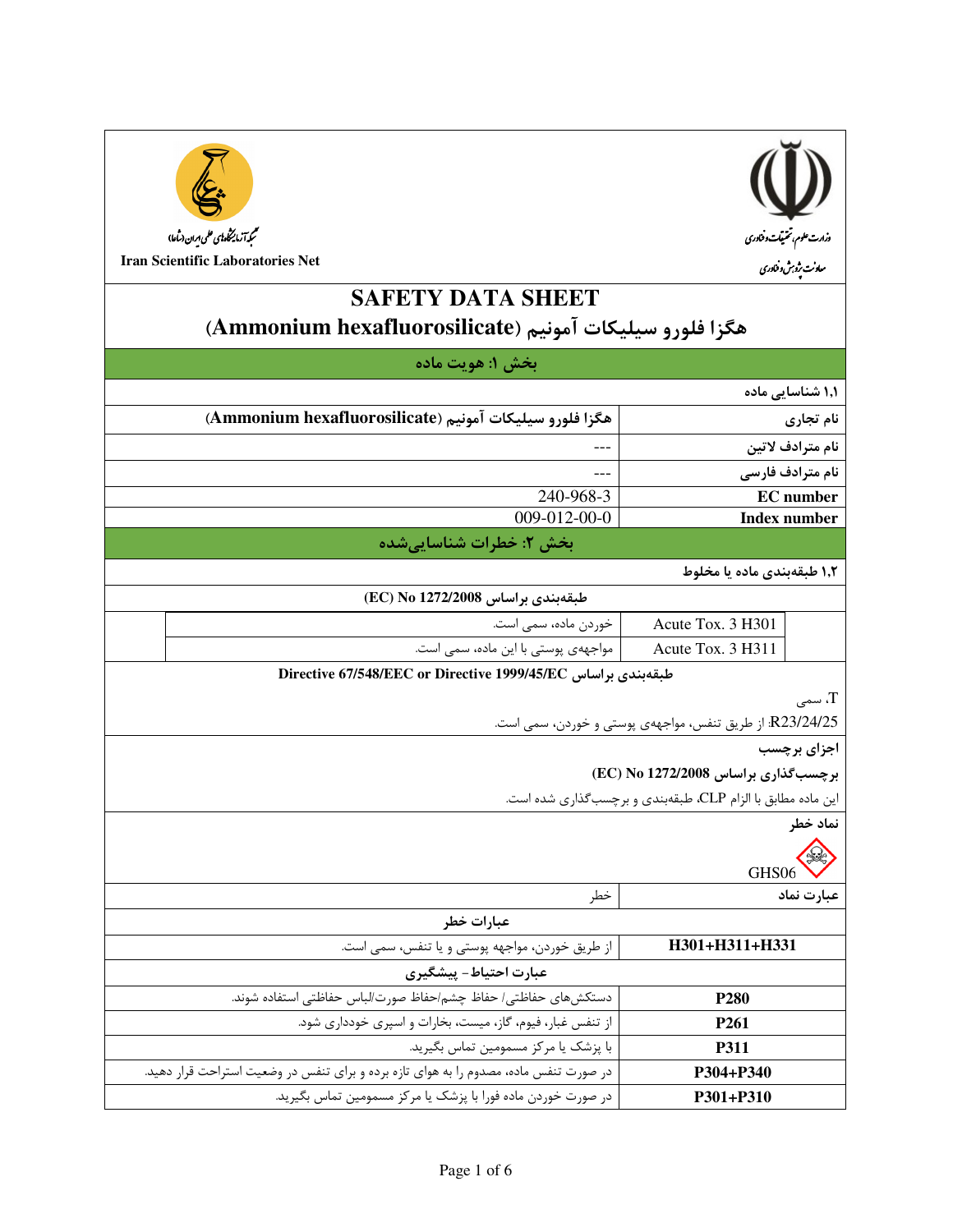وزارت علوم، تحقیقات و فناوری

معاونت پژوهش و فناوری

شبکه آزمایشگاه‌های علمی ایران (شاعا)

Iran Scientific Laboratories Net

# SAFETY DATA SHEET

# هگزا فلورو سیلیکات آمونیم (Ammonium hexafluorosilicate)

## بخش ۱: هویت ماده

**۱٫۱ شناسایی ماده**

| | |
|---|---|
| **نام تجاری** | **هگزا فلورو سیلیکات آمونیم (Ammonium hexafluorosilicate)** |
| **نام مترادف لاتین** | --- |
| **نام مترادف فارسی** | --- |
| **EC number** | 240-968-3 |
| **Index number** | 009-012-00-0 |

## بخش ۲: خطرات شناسایی‌شده

**۱٫۲ طبقه‌بندی ماده یا مخلوط**

**طبقه‌بندی براساس (EC) No 1272/2008**

| | |
|---|---|
| Acute Tox. 3 H301 | خوردن ماده، سمی است. |
| Acute Tox. 3 H311 | مواجهه‌ی پوستی با این ماده، سمی است. |

**طبقه‌بندی براساس Directive 67/548/EEC or Directive 1999/45/EC**

T، سمی

R23/24/25: از طریق تنفس، مواجهه‌ی پوستی و خوردن، سمی است.

**اجزای برچسب**

**برچسب‌گذاری براساس (EC) No 1272/2008**

این ماده مطابق با الزام CLP، طبقه‌بندی و برچسب‌گذاری شده است.

**نماد خطر**

GHS06

| | |
|---|---|
| **عبارت نماد** | خطر |

**عبارات خطر**

| | |
|---|---|
| **H301+H311+H331** | از طریق خوردن، مواجهه پوستی و یا تنفس، سمی است. |

**عبارت احتیاط - پیشگیری**

| | |
|---|---|
| **P280** | دستکش‌های حفاظتی/ حفاظ چشم/حفاظ صورت/لباس حفاظتی استفاده شوند. |
| **P261** | از تنفس غبار، فیوم، گاز، میست، بخارات و اسپری خودداری شود. |
| **P311** | با پزشک یا مرکز مسمومین تماس بگیرید. |
| **P304+P340** | در صورت تنفس ماده، مصدوم را به هوای تازه برده و برای تنفس در وضعیت استراحت قرار دهید. |
| **P301+P310** | در صورت خوردن ماده فورا با پزشک یا مرکز مسمومین تماس بگیرید. |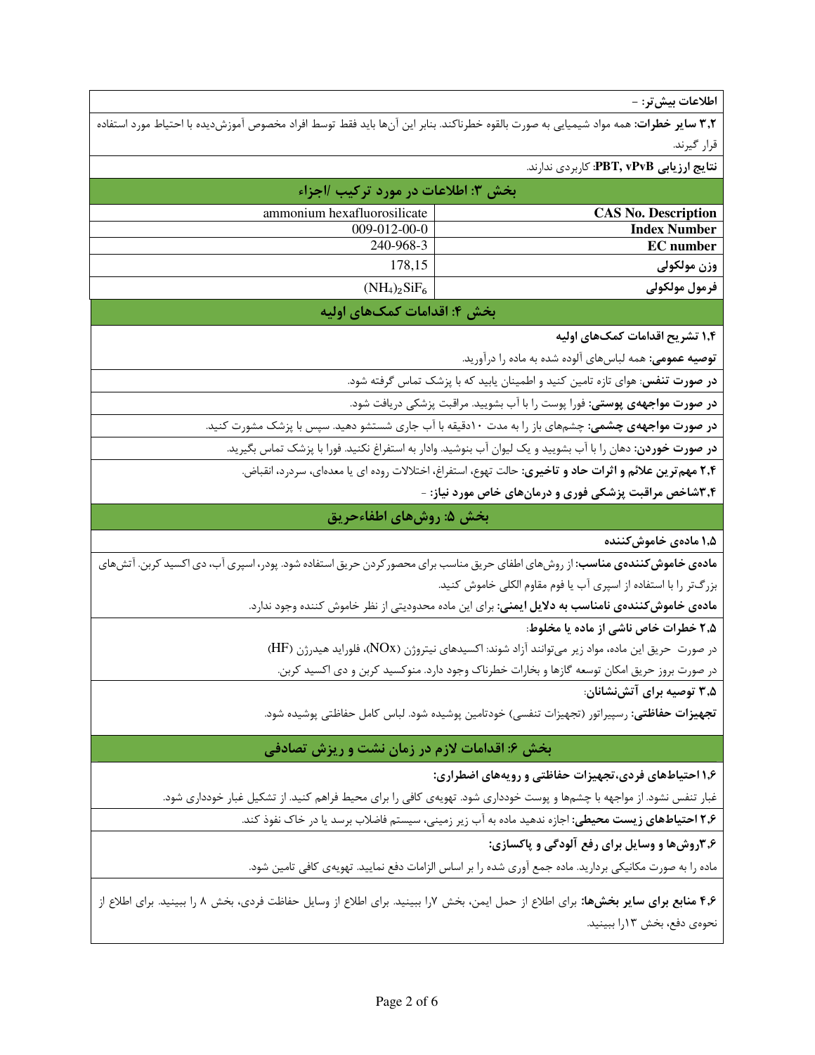**اطلاعات بیش‌تر:** -

**۳،۲ سایر خطرات:** همه مواد شیمیایی به صورت بالقوه خطرناکند. بنابر این آن‌ها باید فقط توسط افراد مخصوص آموزش‌دیده با احتیاط مورد استفاده قرار گیرند.

**نتایج ارزیابی PBT, vPvB:** کاربردی ندارند.

## بخش ۳: اطلاعات در مورد ترکیب /اجزاء

| | |
|---|---|
| **CAS No. Description** | ammonium hexafluorosilicate |
| **Index Number** | 009-012-00-0 |
| **EC number** | 240-968-3 |
| **وزن مولکولی** | 178,15 |
| **فرمول مولکولی** | $(NH_4)_2SiF_6$ |

## بخش ۴: اقدامات کمک‌های اولیه

**۱،۴ تشریح اقدامات کمک‌های اولیه**

**توصیه عمومی:** همه لباس‌های آلوده شده به ماده را درآورید.

**در صورت تنفس:** هوای تازه تامین کنید و اطمینان یابید که با پزشک تماس گرفته شود.

**در صورت مواجهه‌ی پوستی:** فورا پوست را با آب بشویید. مراقبت پزشکی دریافت شود.

**در صورت مواجهه‌ی چشمی:** چشم‌های باز را به مدت ۱۰دقیقه با آب جاری شستشو دهید. سپس با پزشک مشورت کنید.

**در صورت خوردن:** دهان را با آب بشویید و یک لیوان آب بنوشید. وادار به استفراغ نکنید. فورا با پزشک تماس بگیرید.

**۲،۴ مهم‌ترین علائم و اثرات حاد و تاخیری:** حالت تهوع، استفراغ، اختلالات روده ای یا معده‌ای، سردرد، انقباض.

**۳،۴شاخص مراقبت پزشکی فوری و درمان‌های خاص مورد نیاز:** -

## بخش ۵: روش‌های اطفاءحریق

**۱،۵ ماده‌ی خاموش‌کننده**

**ماده‌ی خاموش‌کننده‌ی مناسب:** از روش‌های اطفای حریق مناسب برای محصورکردن حریق استفاده شود. پودر، اسپری آب، دی اکسید کربن. آتش‌های بزرگ‌تر را با استفاده از اسپری آب یا فوم مقاوم الکلی خاموش کنید.

**ماده‌ی خاموش‌کننده‌ی نامناسب به دلایل ایمنی:** برای این ماده محدودیتی از نظر خاموش کننده وجود ندارد.

**۲،۵ خطرات خاص ناشی از ماده یا مخلوط:**

در صورت حریق این ماده، مواد زیر می‌توانند آزاد شوند: اکسیدهای نیتروژن (NOx)، فلوراید هیدرژن (HF)

در صورت بروز حریق امکان توسعه گازها و بخارات خطرناک وجود دارد. منوکسید کربن و دی اکسید کربن.

**۳،۵ توصیه برای آتش‌نشانان:**

**تجهیزات حفاظتی:** رسپیراتور (تجهیزات تنفسی) خودتامین پوشیده شود. لباس کامل حفاظتی پوشیده شود.

## بخش ۶: اقدامات لازم در زمان نشت و ریزش تصادفی

**۱،۶ احتیاط‌های فردی،تجهیزات حفاظتی و رویه‌های اضطراری:**

غبار تنفس نشود. از مواجهه با چشم‌ها و پوست خودداری شود. تهویه‌ی کافی را برای محیط فراهم کنید. از تشکیل غبار خودداری شود.

**۲،۶ احتیاط‌های زیست محیطی:** اجازه ندهید ماده به آب زیر زمینی، سیستم فاضلاب برسد یا در خاک نفوذ کند.

**۳،۶روش‌ها و وسایل برای رفع آلودگی و پاکسازی:**

ماده را به صورت مکانیکی بردارید. ماده جمع آوری شده را بر اساس الزامات دفع نمایید. تهویه‌ی کافی تامین شود.

**۴،۶ منابع برای سایر بخش‌ها:** برای اطلاع از حمل ایمن، بخش ۷را ببینید. برای اطلاع از وسایل حفاظت فردی، بخش ۸ را ببینید. برای اطلاع از نحوه‌ی دفع، بخش ۱۳را ببینید.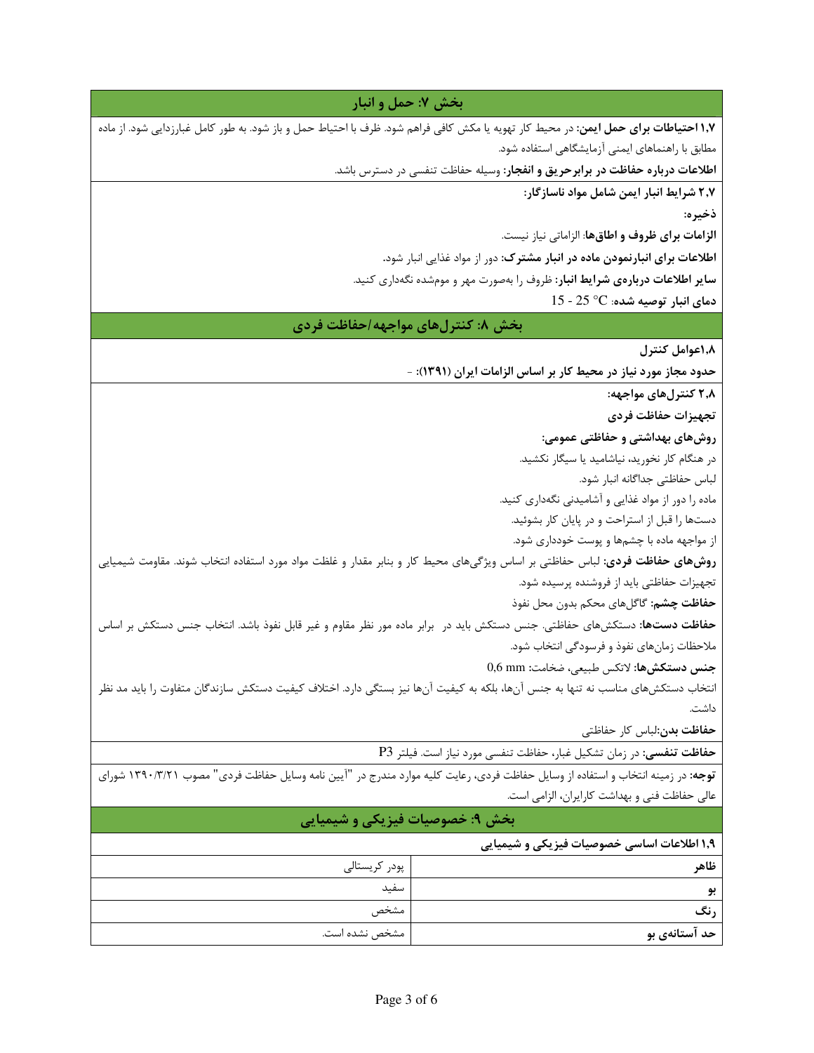## بخش ۷: حمل و انبار

**۱,۷ احتیاطات برای حمل ایمن:** در محیط کار تهویه یا مکش کافی فراهم شود. ظرف با احتیاط حمل و باز شود. به طور کامل غبارزدایی شود. از ماده مطابق با راهنماهای ایمنی آزمایشگاهی استفاده شود.

**اطلاعات درباره حفاظت در برابرحریق و انفجار:** وسیله حفاظت تنفسی در دسترس باشد.

**۲,۷ شرایط انبار ایمن شامل مواد ناسازگار:**

**ذخیره:**

**الزامات برای ظروف و اطاق‌ها**: الزاماتی نیاز نیست.

**اطلاعات برای انبارنمودن ماده در انبار مشترک:** دور از مواد غذایی انبار شود.

**سایر اطلاعات درباره‌ی شرایط انبار:** ظروف را به‌صورت مهر و موم‌شده نگه‌داری کنید.

**دمای انبار توصیه شده:** 15 - 25 °C

## بخش ۸: کنترل‌های مواجهه/حفاظت فردی

**۱,۸عوامل کنترل**

**حدود مجاز مورد نیاز در محیط کار بر اساس الزامات ایران (۱۳۹۱):** -

**۲,۸ کنترل‌های مواجهه:**

**تجهیزات حفاظت فردی**

**روش‌های بهداشتی و حفاظتی عمومی:**

در هنگام کار نخورید، نیاشامید یا سیگار نکشید.

لباس حفاظتی جداگانه انبار شود.

ماده را دور از مواد غذایی و آشامیدنی نگه‌داری کنید.

دست‌ها را قبل از استراحت و در پایان کار بشوئید.

از مواجهه ماده با چشم‌ها و پوست خودداری شود.

**روش‌های حفاظت فردی:** لباس حفاظتی بر اساس ویژگی‌های محیط کار و بنابر مقدار و غلظت مواد مورد استفاده انتخاب شوند. مقاومت شیمیایی تجهیزات حفاظتی باید از فروشنده پرسیده شود.

**حفاظت چشم:** گاگل‌های محکم بدون محل نفوذ

**حفاظت دست‌ها:** دستکش‌های حفاظتی. جنس دستکش باید در برابر ماده مور نظر مقاوم و غیر قابل نفوذ باشد. انتخاب جنس دستکش بر اساس ملاحظات زمان‌های نفوذ و فرسودگی انتخاب شود.

**جنس دستکش‌ها:** لاتکس طبیعی، ضخامت: 0,6 mm

انتخاب دستکش‌های مناسب نه تنها به جنس آن‌ها، بلکه به کیفیت آن‌ها نیز بستگی دارد. اختلاف کیفیت دستکش سازندگان متفاوت را باید مد نظر داشت.

**حفاظت بدن:**لباس کار حفاظتی

**حفاظت تنفسی:** در زمان تشکیل غبار، حفاظت تنفسی مورد نیاز است. فیلتر P3

**توجه:** در زمینه انتخاب و استفاده از وسایل حفاظت فردی، رعایت کلیه موارد مندرج در "آیین نامه وسایل حفاظت فردی" مصوب ۱۳۹۰/۳/۲۱ شورای عالی حفاظت فنی و بهداشت کارایران، الزامی است.

## بخش ۹: خصوصیات فیزیکی و شیمیایی

**۱,۹ اطلاعات اساسی خصوصیات فیزیکی و شیمیایی**

| | |
|---|---|
| **ظاهر** | پودر کریستالی |
| **بو** | سفید |
| **رنگ** | مشخص |
| **حد آستانه‌ی بو** | مشخص نشده است. |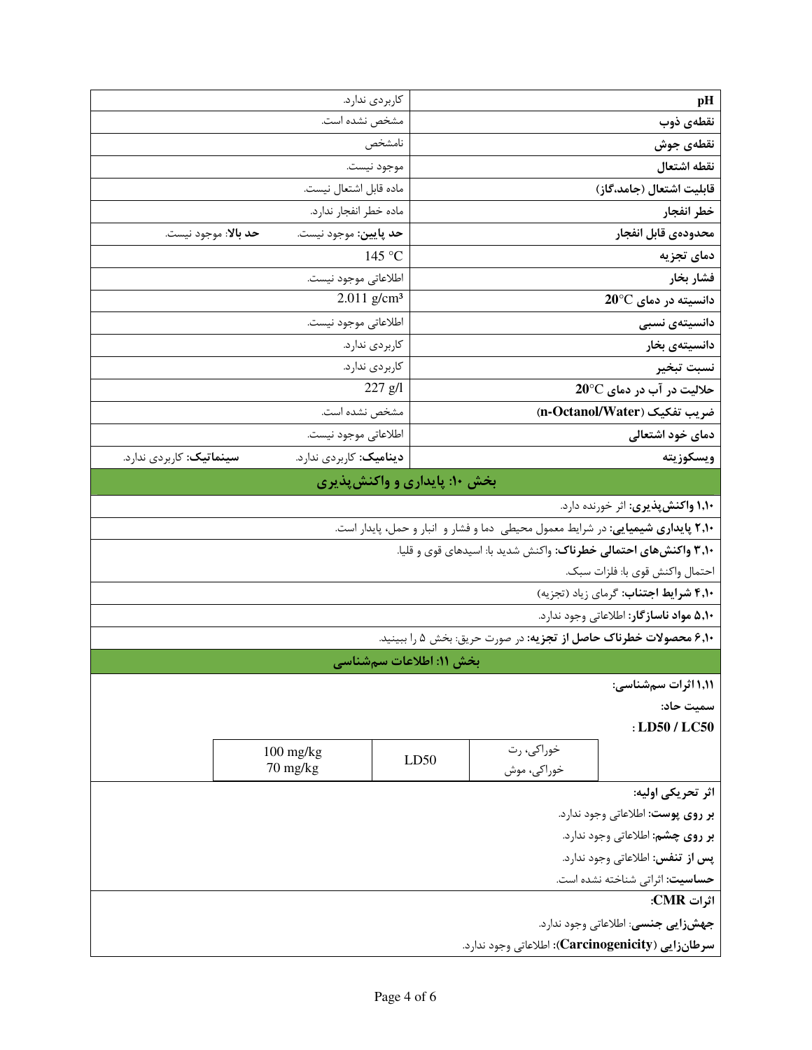| | |
|---|---|
| **pH** | کاربردی ندارد. |
| **نقطه‌ی ذوب** | مشخص نشده است. |
| **نقطه‌ی جوش** | نامشخص |
| **نقطه اشتعال** | موجود نیست. |
| **قابلیت اشتعال (جامد،گاز)** | ماده قابل اشتعال نیست. |
| **خطر انفجار** | ماده خطر انفجار ندارد. |
| **محدوده‌ی قابل انفجار** | **حد پایین:** موجود نیست. **حد بالا**: موجود نیست. |
| **دمای تجزیه** | 145 °C |
| **فشار بخار** | اطلاعاتی موجود نیست. |
| **دانسیته در دمای 20°C** | 2.011 g/cm³ |
| **دانسیته‌ی نسبی** | اطلاعاتی موجود نیست. |
| **دانسیته‌ی بخار** | کاربردی ندارد. |
| **نسبت تبخیر** | کاربردی ندارد. |
| **حلالیت در آب در دمای 20°C** | 227 g/l |
| **ضریب تفکیک (n-Octanol/Water)** | مشخص نشده است. |
| **دمای خود اشتعالی** | اطلاعاتی موجود نیست. |
| **ویسکوزیته** | **دینامیک:** کاربردی ندارد. **سینماتیک:** کاربردی ندارد. |

## بخش ۱۰: پایداری و واکنش‌پذیری

**۱،۱۰ واکنش‌پذیری:** اثر خورنده دارد.

**۲،۱۰ پایداری شیمیایی:** در شرایط معمول محیطی دما و فشار و انبار و حمل، پایدار است.

**۳،۱۰ واکنش‌های احتمالی خطرناک:** واکنش شدید با: اسیدهای قوی و قلیا.

احتمال واکنش قوی با: فلزات سبک.

**۴،۱۰ شرایط اجتناب:** گرمای زیاد (تجزیه)

**۵،۱۰ مواد ناسازگار:** اطلاعاتی وجود ندارد.

**۶،۱۰ محصولات خطرناک حاصل از تجزیه:** در صورت حریق: بخش ۵ را ببینید.

## بخش ۱۱: اطلاعات سم‌شناسی

**۱،۱۱ اثرات سم‌شناسی:**

**سمیت حاد:**

**: LD50 / LC50**

| | | |
|---|---|---|
| خوراکی، رت | LD50 | 100 mg/kg |
| خوراکی، موش | | 70 mg/kg |

**اثر تحریکی اولیه:**

**بر روی پوست:** اطلاعاتی وجود ندارد.

**بر روی چشم:** اطلاعاتی وجود ندارد.

**پس از تنفس:** اطلاعاتی وجود ندارد.

**حساسیت:** اثراتی شناخته نشده است.

**اثرات CMR:**

**جهش‌زایی جنسی:** اطلاعاتی وجود ندارد.

**سرطان‌زایی (Carcinogenicity):** اطلاعاتی وجود ندارد.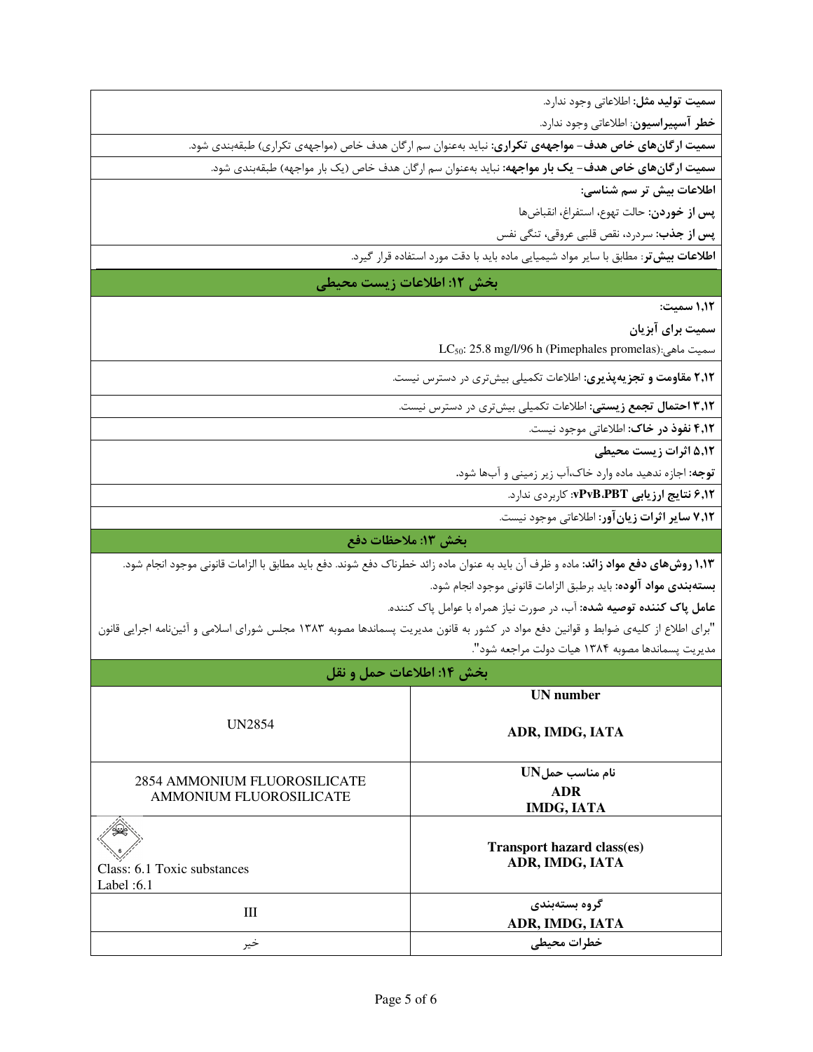**سمیت تولید مثل:** اطلاعاتی وجود ندارد.

**خطر آسپیراسیون**: اطلاعاتی وجود ندارد.

**سمیت ارگان‌های خاص هدف- مواجههی تکراری:** نباید به‌عنوان سم ارگان هدف خاص (مواجههی تکراری) طبقه‌بندی شود.

**سمیت ارگان‌های خاص هدف- یک بار مواجهه:** نباید به‌عنوان سم ارگان هدف خاص (یک بار مواجهه) طبقه‌بندی شود.

**اطلاعات بیش تر سم شناسی:**

**پس از خوردن:** حالت تهوع، استفراغ، انقباض‌ها

**پس از جذب:** سردرد، نقص قلبی عروقی، تنگی نفس

**اطلاعات بیش‌تر**: مطابق با سایر مواد شیمیایی ماده باید با دقت مورد استفاده قرار گیرد.

## بخش ۱۲: اطلاعات زیست محیطی

**۱,۱۲ سمیت:**

**سمیت برای آبزیان**

سمیت ماهی:(Pimephales promelas) $LC_{50}$: 25.8 mg/l/96 h

**۲,۱۲ مقاومت و تجزیه‌پذیری:** اطلاعات تکمیلی بیش‌تری در دسترس نیست.

**۳,۱۲ احتمال تجمع زیستی:** اطلاعات تکمیلی بیش‌تری در دسترس نیست.

**۴,۱۲ نفوذ در خاک:** اطلاعاتی موجود نیست.

**۵,۱۲ اثرات زیست محیطی**

**توجه:** اجازه ندهید ماده وارد خاک،آب زیر زمینی و آب‌ها شود.

**۶,۱۲ نتایج ارزیابی vPvB،PBT:** کاربردی ندارد.

**۷,۱۲ سایر اثرات زیان‌آور:** اطلاعاتی موجود نیست.

## بخش ۱۳: ملاحظات دفع

**۱,۱۳ روش‌های دفع مواد زائد:** ماده و ظرف آن باید به عنوان ماده زائد خطرناک دفع شوند. دفع باید مطابق با الزامات قانونی موجود انجام شود.

**بسته‌بندی مواد آلوده:** باید برطبق الزامات قانونی موجود انجام شود.

**عامل پاک کننده توصیه شده:** آب، در صورت نیاز همراه با عوامل پاک کننده.

"برای اطلاع از کلیه‌ی ضوابط و قوانین دفع مواد در کشور به قانون مدیریت پسماندها مصوبه ۱۳۸۳ مجلس شورای اسلامی و آئین‌نامه اجرایی قانون مدیریت پسماندها مصوبه ۱۳۸۴ هیات دولت مراجعه شود".

## بخش ۱۴: اطلاعات حمل و نقل

| | |
|---|---|
| **UN number**<br>**ADR, IMDG, IATA** | UN2854 |
| **نام مناسب حمل UN**<br>**ADR**<br>**IMDG, IATA** | 2854 AMMONIUM FLUOROSILICATE<br>AMMONIUM FLUOROSILICATE |
| **Transport hazard class(es)**<br>**ADR, IMDG, IATA** | Class: 6.1 Toxic substances<br>Label :6.1 |
| **گروه بسته‌بندی**<br>**ADR, IMDG, IATA** | III |
| **خطرات محیطی** | خیر |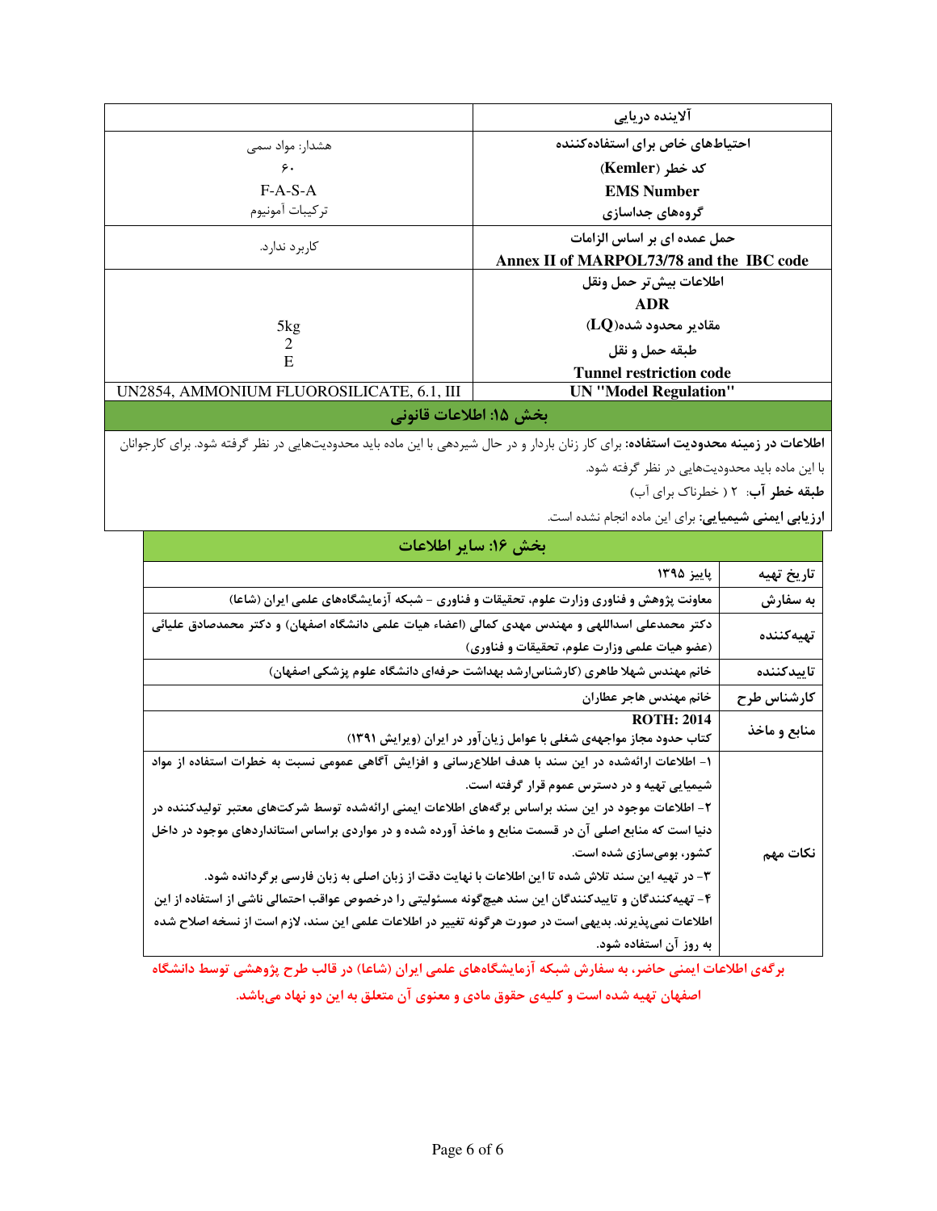| | |
|---|---|
| آلاینده دریایی | |
| احتیاط‌های خاص برای استفاده‌کننده<br>کد خطر (Kemler)<br>EMS Number<br>گروه‌های جداسازی | هشدار: مواد سمی<br>۶۰<br>F-A-S-A<br>ترکیبات آمونیوم |
| حمل عمده ای بر اساس الزامات<br>Annex II of MARPOL73/78 and the IBC code | کاربرد ندارد. |
| اطلاعات بیش‌تر حمل ونقل<br>ADR<br>مقادیر محدود شده(LQ)<br>طبقه حمل و نقل<br>Tunnel restriction code | 5kg<br>2<br>E |
| UN "Model Regulation" | UN2854, AMMONIUM FLUOROSILICATE, 6.1, III |

## بخش ۱۵: اطلاعات قانونی

**اطلاعات در زمینه محدودیت استفاده:** برای کار زنان باردار و در حال شیردهی با این ماده باید محدودیت‌هایی در نظر گرفته شود. برای کارجوانان با این ماده باید محدودیت‌هایی در نظر گرفته شود.

**طبقه خطر آب:** ۲ ( خطرناک برای آب)

**ارزیابی ایمنی شیمیایی:** برای این ماده انجام نشده است.

## بخش ۱۶: سایر اطلاعات

| | |
|---|---|
| تاریخ تهیه | پاییز ۱۳۹۵ |
| به سفارش | معاونت پژوهش و فناوری وزارت علوم، تحقیقات و فناوری - شبکه آزمایشگاه‌های علمی ایران (شاعا) |
| تهیه‌کننده | دکتر محمدعلی اسداللهی و مهندس مهدی کمالی (اعضاء هیات علمی دانشگاه اصفهان) و دکتر محمدصادق علیائی (عضو هیات علمی وزارت علوم، تحقیقات و فناوری) |
| تاییدکننده | خانم مهندس شهلا طاهری (کارشناس‌ارشد بهداشت حرفه‌ای دانشگاه علوم پزشکی اصفهان) |
| کارشناس طرح | خانم مهندس هاجر عطاران |
| منابع و ماخذ | ROTH: 2014<br>کتاب حدود مجاز مواجهه‌ی شغلی با عوامل زیان‌آور در ایران (ویرایش ۱۳۹۱) |
| نکات مهم | ۱- اطلاعات ارائه‌شده در این سند با هدف اطلاع‌رسانی و افزایش آگاهی عمومی نسبت به خطرات استفاده از مواد شیمیایی تهیه و در دسترس عموم قرار گرفته است.<br>۲- اطلاعات موجود در این سند براساس برگه‌های اطلاعات ایمنی ارائه‌شده توسط شرکت‌های معتبر تولیدکننده در دنیا است که منابع اصلی آن در قسمت منابع و ماخذ آورده شده و در مواردی براساس استانداردهای موجود در داخل کشور، بومی‌سازی شده است.<br>۳- در تهیه این سند تلاش شده تا این اطلاعات با نهایت دقت از زبان اصلی به زبان فارسی برگردانده شود.<br>۴- تهیه‌کنندگان و تاییدکنندگان این سند هیچ‌گونه مسئولیتی را درخصوص عواقب احتمالی ناشی از استفاده از این اطلاعات نمی‌پذیرند. بدیهی است در صورت هرگونه تغییر در اطلاعات علمی این سند، لازم است از نسخه اصلاح شده به روز آن استفاده شود. |

**برگه‌ی اطلاعات ایمنی حاضر، به سفارش شبکه آزمایشگاه‌های علمی ایران (شاعا) در قالب طرح پژوهشی توسط دانشگاه اصفهان تهیه شده است و کلیه‌ی حقوق مادی و معنوی آن متعلق به این دو نهاد می‌باشد.**